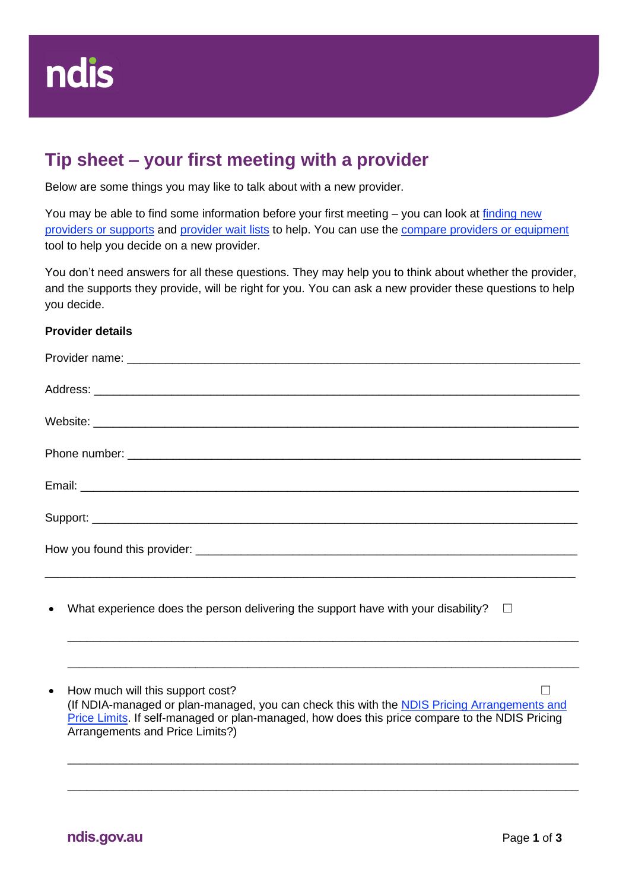# Tip sheet – your first meeting with a provider

Below are some things you may like to talk about with a new provider.

You may be able to find some information before your first meeting – you can look at finding new providers or supports and provider wait lists to help. You can use the compare providers or equipment tool to help you decide on a new provider.

You don't need answers for all these questions. They may help you to think about whether the provider, and the supports they provide, will be right for you. You can ask a new provider these questions to help you decide.

**Provider details**

Provider name: ___________________________________________________________________

Address: ________________________________________________________________________

Website: ________________________________________________________________________

Phone number: ___________________________________________________________________

Email: __________________________________________________________________________

Support: ________________________________________________________________________

How you found this provider: ______________________________________________________

_________________________________________________________________________________

- What experience does the person delivering the support have with your disability? ☐

  _________________________________________________________________________________

  _________________________________________________________________________________

- How much will this support cost? ☐
  (If NDIA-managed or plan-managed, you can check this with the NDIS Pricing Arrangements and Price Limits. If self-managed or plan-managed, how does this price compare to the NDIS Pricing Arrangements and Price Limits?)

  _________________________________________________________________________________

  _________________________________________________________________________________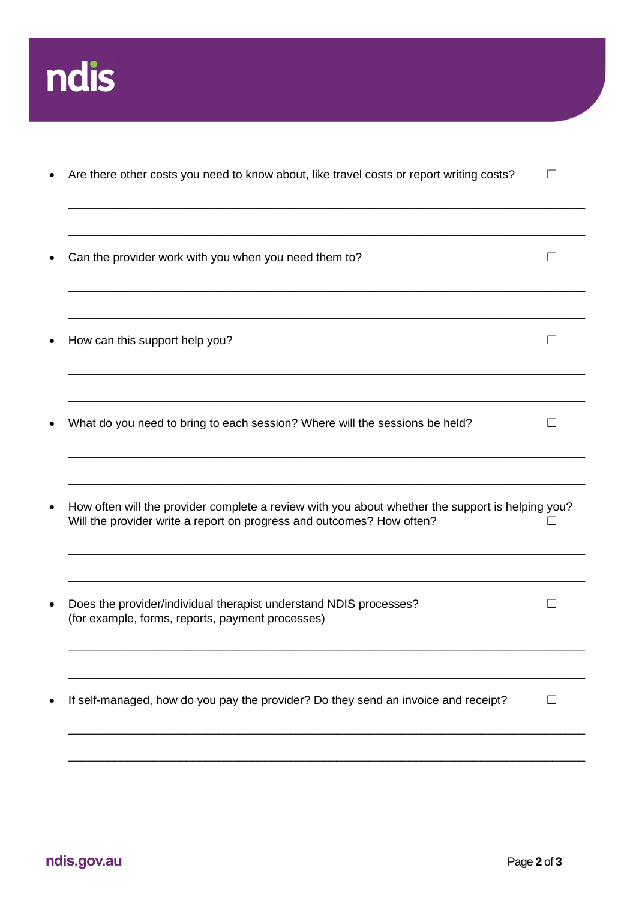- Are there other costs you need to know about, like travel costs or report writing costs? ☐

  ______________________________________________________________________________

  ______________________________________________________________________________

- Can the provider work with you when you need them to? ☐

  ______________________________________________________________________________

  ______________________________________________________________________________

- How can this support help you? ☐

  ______________________________________________________________________________

  ______________________________________________________________________________

- What do you need to bring to each session? Where will the sessions be held? ☐

  ______________________________________________________________________________

  ______________________________________________________________________________

- How often will the provider complete a review with you about whether the support is helping you? Will the provider write a report on progress and outcomes? How often? ☐

  ______________________________________________________________________________

  ______________________________________________________________________________

- Does the provider/individual therapist understand NDIS processes? (for example, forms, reports, payment processes) ☐

  ______________________________________________________________________________

  ______________________________________________________________________________

- If self-managed, how do you pay the provider? Do they send an invoice and receipt? ☐

  ______________________________________________________________________________

  ______________________________________________________________________________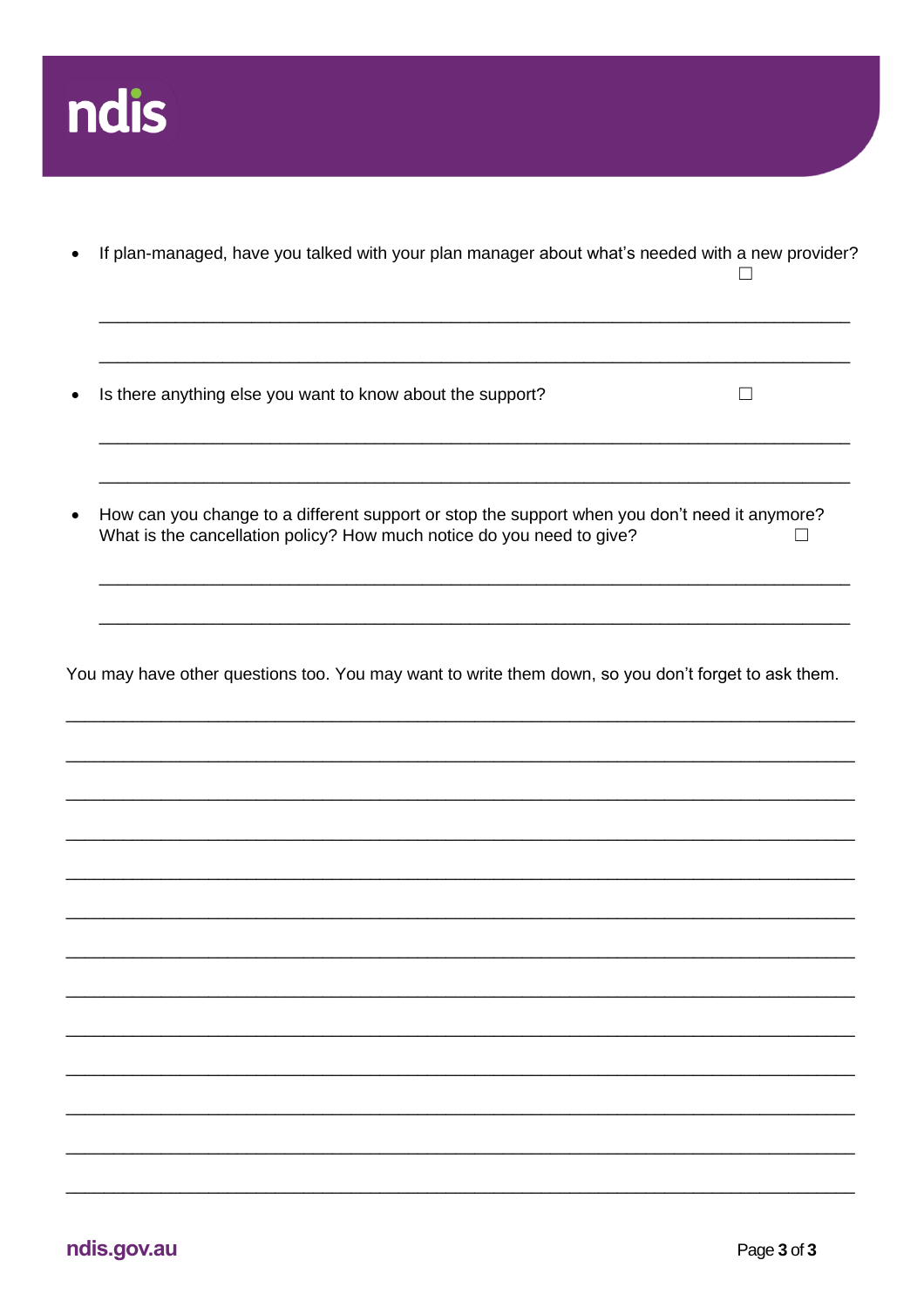- If plan-managed, have you talked with your plan manager about what's needed with a new provider? ☐

  ___________________________________________________________________________

  ___________________________________________________________________________

- Is there anything else you want to know about the support? ☐

  ___________________________________________________________________________

  ___________________________________________________________________________

- How can you change to a different support or stop the support when you don't need it anymore? What is the cancellation policy? How much notice do you need to give? ☐

  ___________________________________________________________________________

  ___________________________________________________________________________

You may have other questions too. You may want to write them down, so you don't forget to ask them.

___________________________________________________________________________

___________________________________________________________________________

___________________________________________________________________________

___________________________________________________________________________

___________________________________________________________________________

___________________________________________________________________________

___________________________________________________________________________

___________________________________________________________________________

___________________________________________________________________________

___________________________________________________________________________

___________________________________________________________________________

___________________________________________________________________________

___________________________________________________________________________